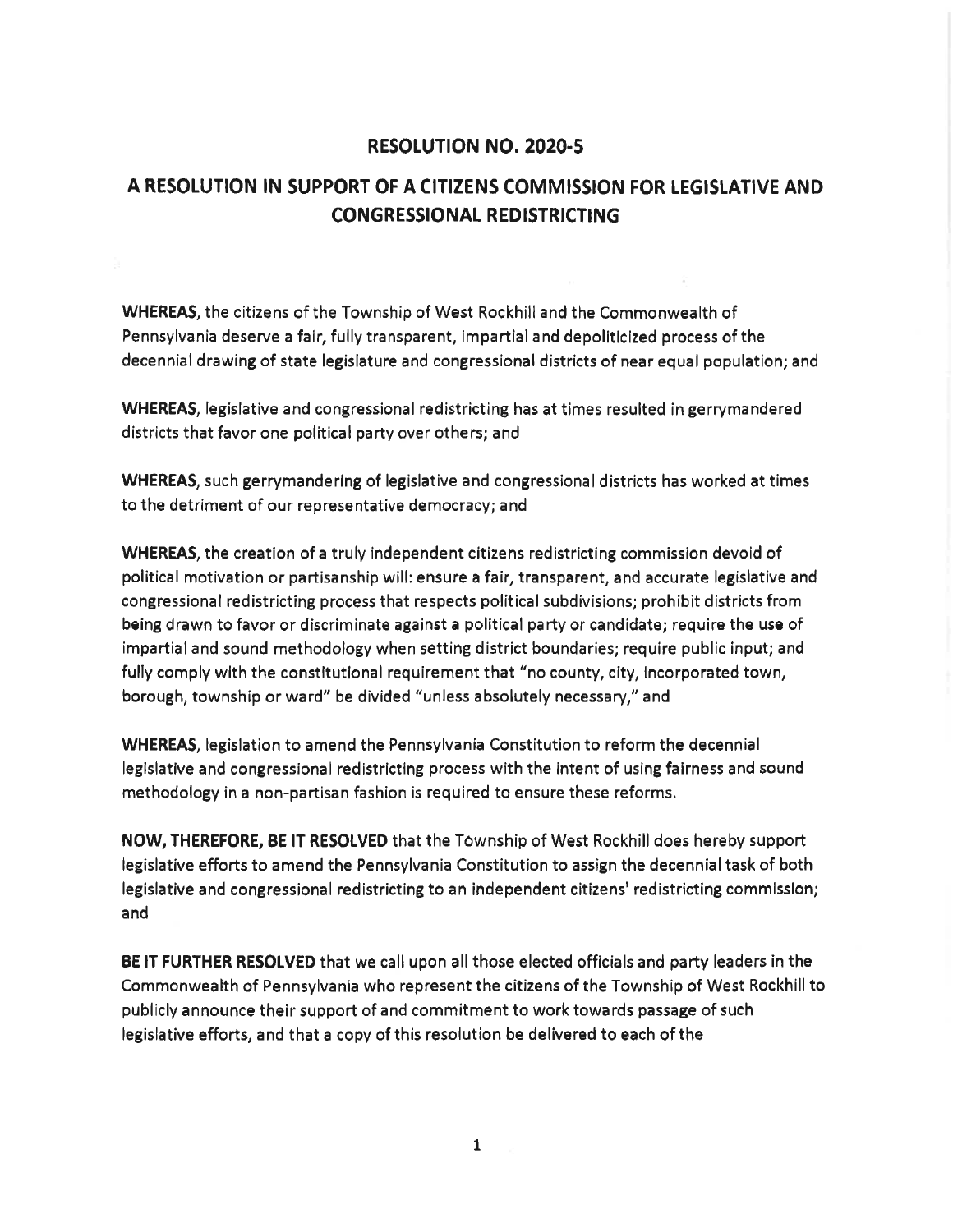# RESOLUTION NO. 2020-5

## A RESOLUTION IN SUPPORT OF A CITIZENS COMMISSION FOR LEGISLATIVE AND CONGRESSIONAL REDISTRICTING

**WHEREAS**, the citizens of the Township of West Rockhill and the Commonwealth of Pennsylvania deserve a fair, fully transparent, impartial and depoliticized process of the decennial drawing of state legislature and congressional districts of near equal population; and

**WHEREAS**, legislative and congressional redistricting has at times resulted in gerrymandered districts that favor one political party over others; and

**WHEREAS**, such gerrymandering of legislative and congressional districts has worked at times to the detriment of our representative democracy; and

**WHEREAS**, the creation of a truly independent citizens redistricting commission devoid of political motivation or partisanship will: ensure a fair, transparent, and accurate legislative and congressional redistricting process that respects political subdivisions; prohibit districts from being drawn to favor or discriminate against a political party or candidate; require the use of impartial and sound methodology when setting district boundaries; require public input; and fully comply with the constitutional requirement that "no county, city, incorporated town, borough, township or ward" be divided "unless absolutely necessary," and

**WHEREAS**, legislation to amend the Pennsylvania Constitution to reform the decennial legislative and congressional redistricting process with the intent of using fairness and sound methodology in a non-partisan fashion is required to ensure these reforms.

**NOW, THEREFORE, BE IT RESOLVED** that the Township of West Rockhill does hereby support legislative efforts to amend the Pennsylvania Constitution to assign the decennial task of both legislative and congressional redistricting to an independent citizens' redistricting commission; and

**BE IT FURTHER RESOLVED** that we call upon all those elected officials and party leaders in the Commonwealth of Pennsylvania who represent the citizens of the Township of West Rockhill to publicly announce their support of and commitment to work towards passage of such legislative efforts, and that a copy of this resolution be delivered to each of the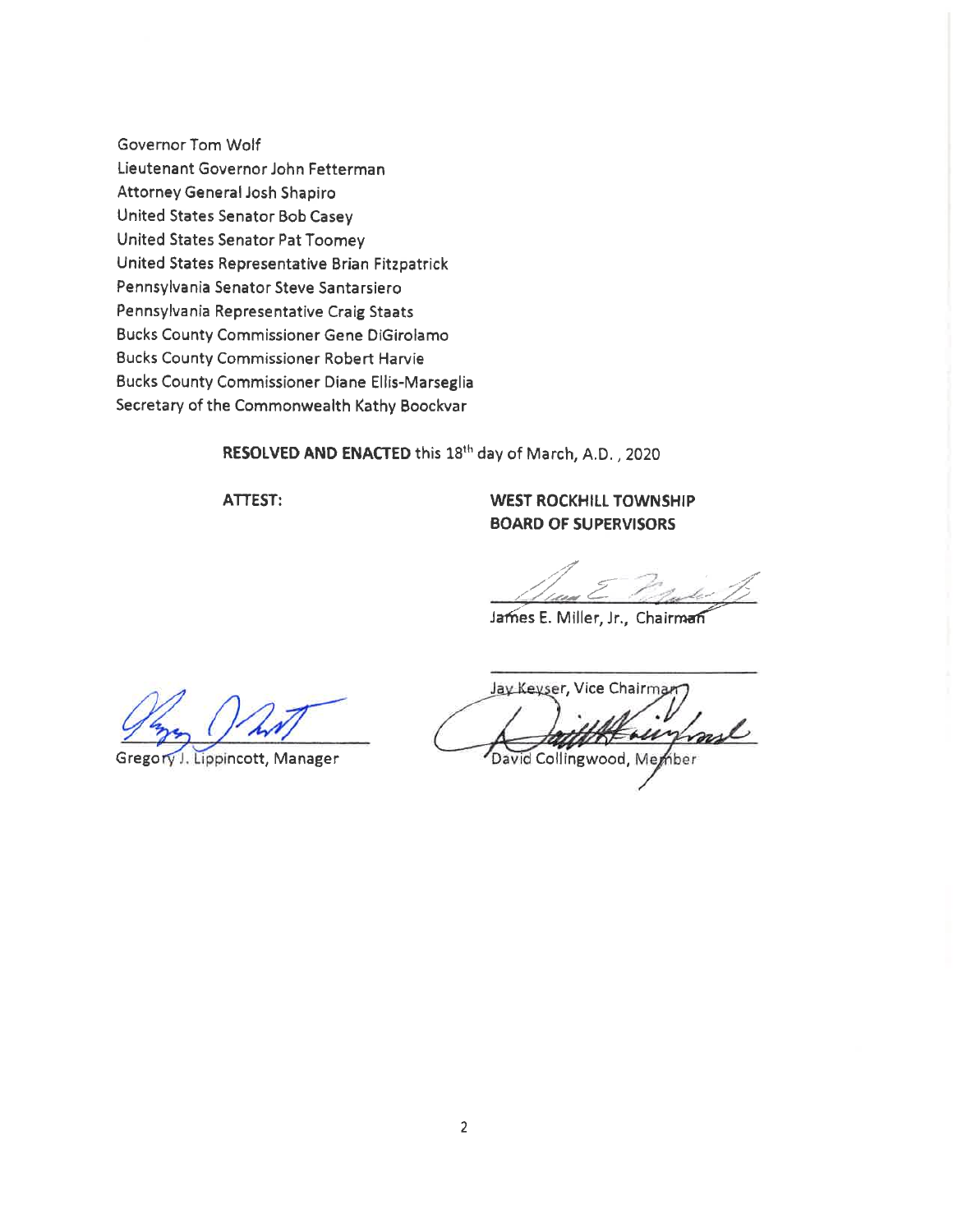Governor Tom Wolf
Lieutenant Governor John Fetterman
Attorney General Josh Shapiro
United States Senator Bob Casey
United States Senator Pat Toomey
United States Representative Brian Fitzpatrick
Pennsylvania Senator Steve Santarsiero
Pennsylvania Representative Craig Staats
Bucks County Commissioner Gene DiGirolamo
Bucks County Commissioner Robert Harvie
Bucks County Commissioner Diane Ellis-Marseglia
Secretary of the Commonwealth Kathy Boockvar

**RESOLVED AND ENACTED** this 18th day of March, A.D. , 2020

**ATTEST:**

**WEST ROCKHILL TOWNSHIP BOARD OF SUPERVISORS**

James E. Miller, Jr., Chairman

Jay Keyser, Vice Chairman

Gregory J. Lippincott, Manager

David Collingwood, Member